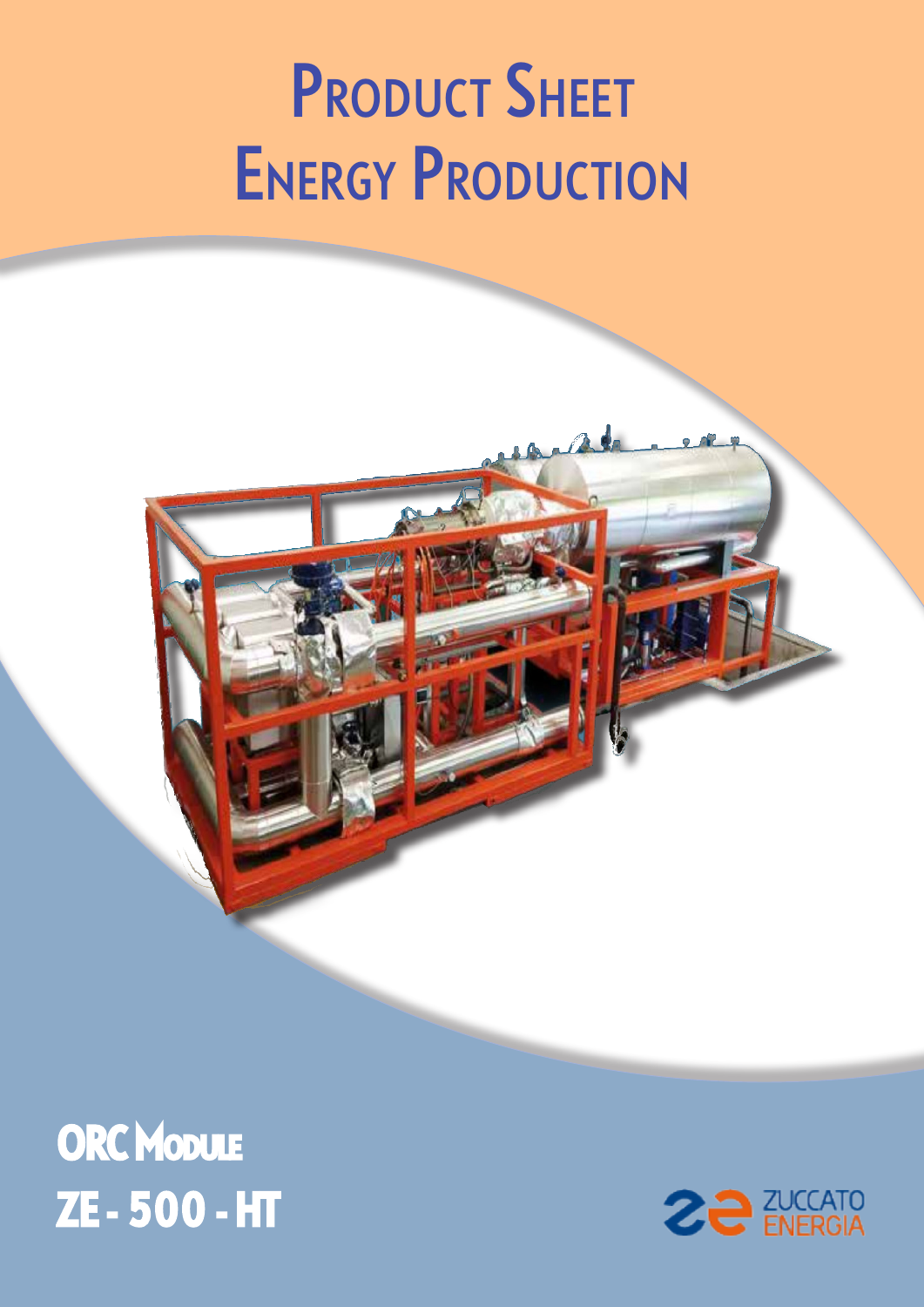# Product Sheet
# Energy Production

## ORC Module
## ZE - 500 - HT

ZUCCATO ENERGIA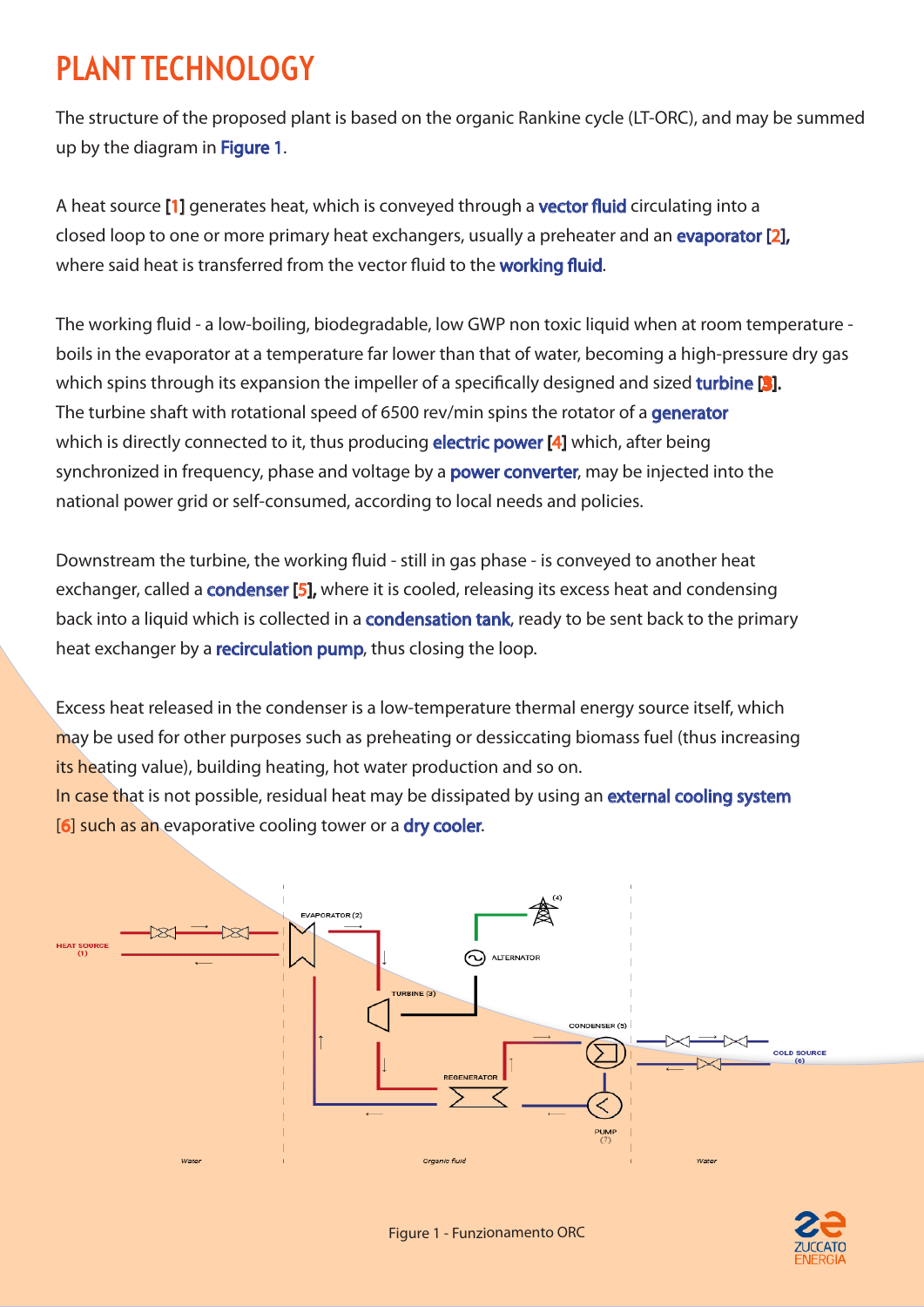# PLANT TECHNOLOGY

The structure of the proposed plant is based on the organic Rankine cycle (LT-ORC), and may be summed up by the diagram in Figure 1.

A heat source [1] generates heat, which is conveyed through a vector fluid circulating into a closed loop to one or more primary heat exchangers, usually a preheater and an evaporator [2], where said heat is transferred from the vector fluid to the working fluid.

The working fluid - a low-boiling, biodegradable, low GWP non toxic liquid when at room temperature - boils in the evaporator at a temperature far lower than that of water, becoming a high-pressure dry gas which spins through its expansion the impeller of a specifically designed and sized turbine [3]. The turbine shaft with rotational speed of 6500 rev/min spins the rotator of a generator which is directly connected to it, thus producing electric power [4] which, after being synchronized in frequency, phase and voltage by a power converter, may be injected into the national power grid or self-consumed, according to local needs and policies.

Downstream the turbine, the working fluid - still in gas phase - is conveyed to another heat exchanger, called a condenser [5], where it is cooled, releasing its excess heat and condensing back into a liquid which is collected in a condensation tank, ready to be sent back to the primary heat exchanger by a recirculation pump, thus closing the loop.

Excess heat released in the condenser is a low-temperature thermal energy source itself, which may be used for other purposes such as preheating or dessiccating biomass fuel (thus increasing its heating value), building heating, hot water production and so on.
In case that is not possible, residual heat may be dissipated by using an external cooling system [6] such as an evaporative cooling tower or a dry cooler.

HEAT SOURCE (1) | EVAPORATOR (2) | (4) | ALTERNATOR | TURBINE (3) | CONDENSER (5) | COLD SOURCE (6) | REGENERATOR | PUMP (7) | Water | Organic fluid | Water

Figure 1 - Funzionamento ORC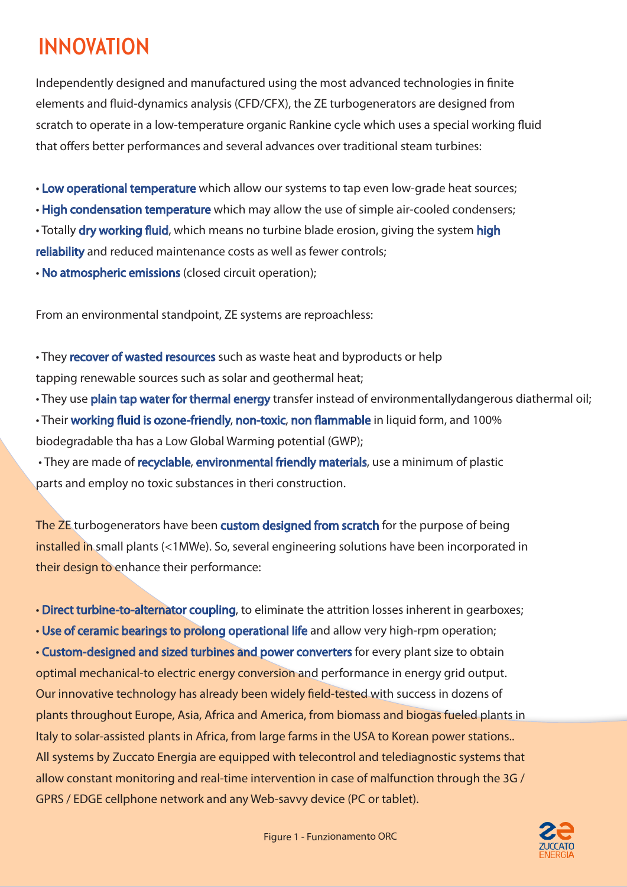# INNOVATION

Independently designed and manufactured using the most advanced technologies in finite elements and fluid-dynamics analysis (CFD/CFX), the ZE turbogenerators are designed from scratch to operate in a low-temperature organic Rankine cycle which uses a special working fluid that offers better performances and several advances over traditional steam turbines:

- **Low operational temperature** which allow our systems to tap even low-grade heat sources;
- **High condensation temperature** which may allow the use of simple air-cooled condensers;
- Totally **dry working fluid**, which means no turbine blade erosion, giving the system **high reliability** and reduced maintenance costs as well as fewer controls;
- **No atmospheric emissions** (closed circuit operation);

From an environmental standpoint, ZE systems are reproachless:

- They **recover of wasted resources** such as waste heat and byproducts or help tapping renewable sources such as solar and geothermal heat;
- They use **plain tap water for thermal energy** transfer instead of environmentallydangerous diathermal oil;
- Their **working fluid is ozone-friendly**, **non-toxic**, **non flammable** in liquid form, and 100% biodegradable tha has a Low Global Warming potential (GWP);
- They are made of **recyclable**, **environmental friendly materials**, use a minimum of plastic parts and employ no toxic substances in theri construction.

The ZE turbogenerators have been **custom designed from scratch** for the purpose of being installed in small plants (<1MWe). So, several engineering solutions have been incorporated in their design to enhance their performance:

- **Direct turbine-to-alternator coupling**, to eliminate the attrition losses inherent in gearboxes;
- **Use of ceramic bearings to prolong operational life** and allow very high-rpm operation;
- **Custom-designed and sized turbines and power converters** for every plant size to obtain optimal mechanical-to electric energy conversion and performance in energy grid output.

Our innovative technology has already been widely field-tested with success in dozens of plants throughout Europe, Asia, Africa and America, from biomass and biogas fueled plants in Italy to solar-assisted plants in Africa, from large farms in the USA to Korean power stations.. All systems by Zuccato Energia are equipped with telecontrol and telediagnostic systems that allow constant monitoring and real-time intervention in case of malfunction through the 3G / GPRS / EDGE cellphone network and any Web-savvy device (PC or tablet).

Figure 1 - Funzionamento ORC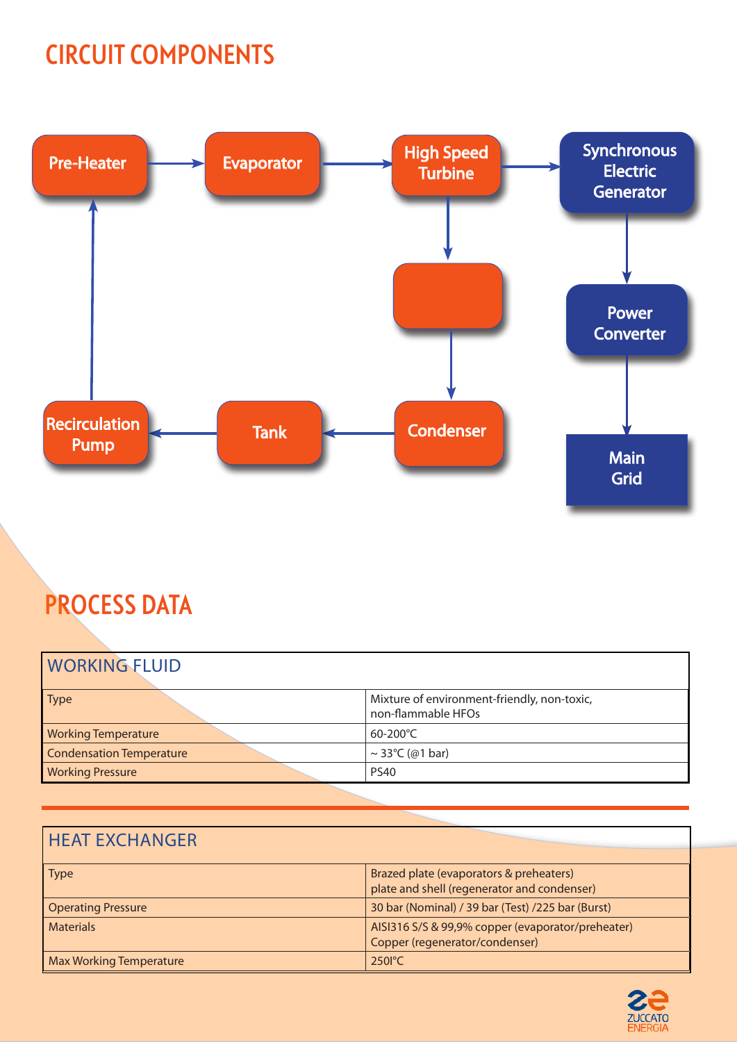# CIRCUIT COMPONENTS

Pre-Heater → Evaporator → High Speed Turbine → Synchronous Electric Generator

High Speed Turbine → [ ] → Condenser → Tank → Recirculation Pump → Pre-Heater

Synchronous Electric Generator → Power Converter → Main Grid

# PROCESS DATA

| WORKING FLUID | |
|---|---|
| Type | Mixture of environment-friendly, non-toxic, non-flammable HFOs |
| Working Temperature | 60-200°C |
| Condensation Temperature | ~ 33°C (@1 bar) |
| Working Pressure | PS40 |

| HEAT EXCHANGER | |
|---|---|
| Type | Brazed plate (evaporators & preheaters)<br>plate and shell (regenerator and condenser) |
| Operating Pressure | 30 bar (Nominal) / 39 bar (Test) /225 bar (Burst) |
| Materials | AISI316 S/S & 99,9% copper (evaporator/preheater)<br>Copper (regenerator/condenser) |
| Max Working Temperature | 250l°C |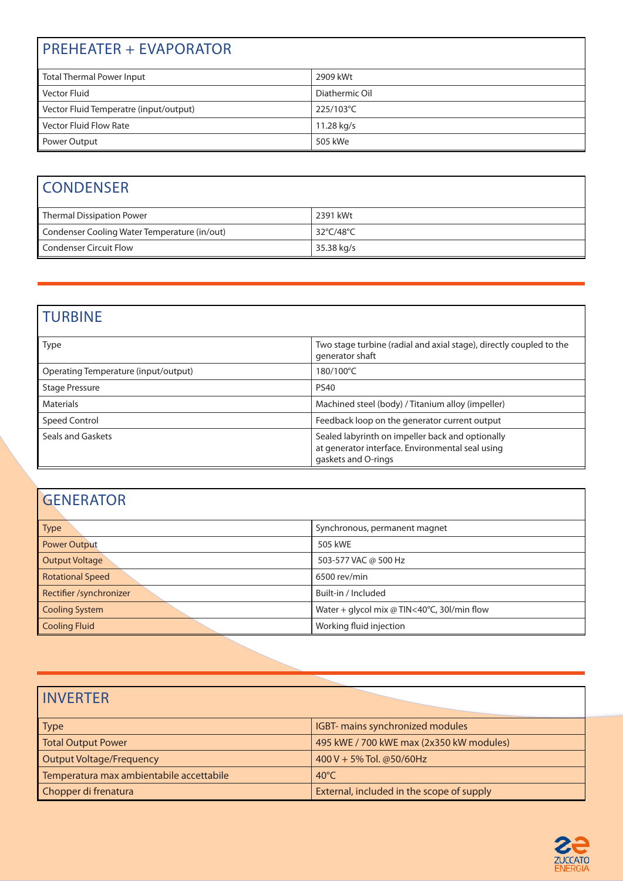## PREHEATER + EVAPORATOR

| | |
|---|---|
| Total Thermal Power Input | 2909 kWt |
| Vector Fluid | Diathermic Oil |
| Vector Fluid Temperatre (input/output) | 225/103°C |
| Vector Fluid Flow Rate | 11.28 kg/s |
| Power Output | 505 kWe |

## CONDENSER

| | |
|---|---|
| Thermal Dissipation Power | 2391 kWt |
| Condenser Cooling Water Temperature (in/out) | 32°C/48°C |
| Condenser Circuit Flow | 35.38 kg/s |

## TURBINE

| | |
|---|---|
| Type | Two stage turbine (radial and axial stage), directly coupled to the generator shaft |
| Operating Temperature (input/output) | 180/100°C |
| Stage Pressure | PS40 |
| Materials | Machined steel (body) / Titanium alloy (impeller) |
| Speed Control | Feedback loop on the generator current output |
| Seals and Gaskets | Sealed labyrinth on impeller back and optionally at generator interface. Environmental seal using gaskets and O-rings |

## GENERATOR

| | |
|---|---|
| Type | Synchronous, permanent magnet |
| Power Output | 505 kWE |
| Output Voltage | 503-577 VAC @ 500 Hz |
| Rotational Speed | 6500 rev/min |
| Rectifier /synchronizer | Built-in / Included |
| Cooling System | Water + glycol mix @ TIN<40°C, 30l/min flow |
| Cooling Fluid | Working fluid injection |

## INVERTER

| | |
|---|---|
| Type | IGBT- mains synchronized modules |
| Total Output Power | 495 kWE / 700 kWE max (2x350 kW modules) |
| Output Voltage/Frequency | 400 V + 5% Tol. @50/60Hz |
| Temperatura max ambientabile accettabile | 40°C |
| Chopper di frenatura | External, included in the scope of supply |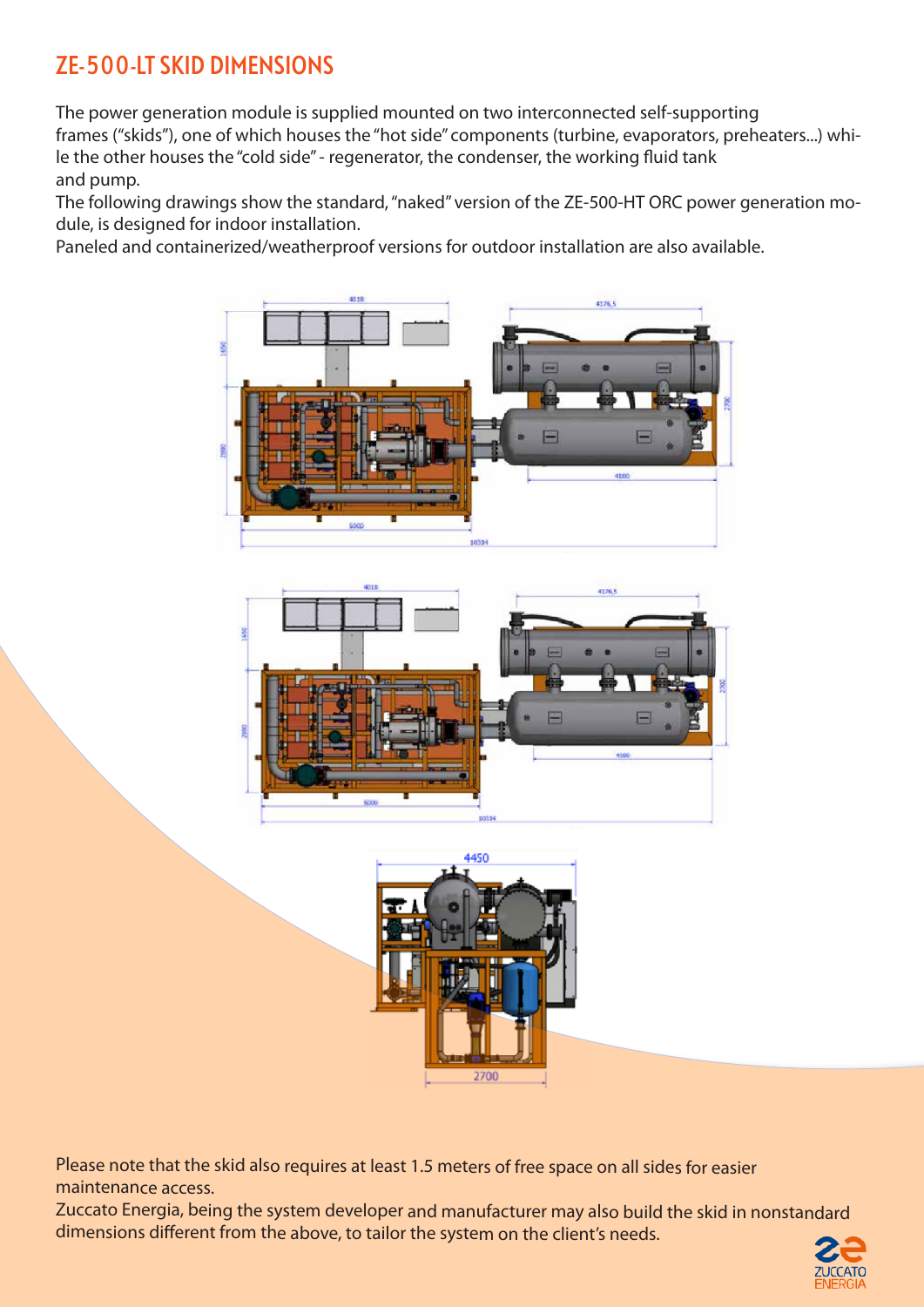## ZE-500-LT SKID DIMENSIONS

The power generation module is supplied mounted on two interconnected self-supporting frames ("skids"), one of which houses the "hot side" components (turbine, evaporators, preheaters...) while the other houses the "cold side" - regenerator, the condenser, the working fluid tank and pump.

The following drawings show the standard, "naked" version of the ZE-500-HT ORC power generation module, is designed for indoor installation.

Paneled and containerized/weatherproof versions for outdoor installation are also available.

4018
4176,5
1650
2700
2800
4100
5000
10334

4018
4176,5
1650
2700
2800
4100
5000
10334

4450
2700

Please note that the skid also requires at least 1.5 meters of free space on all sides for easier maintenance access.

Zuccato Energia, being the system developer and manufacturer may also build the skid in nonstandard dimensions different from the above, to tailor the system on the client's needs.

ZUCCATO ENERGIA